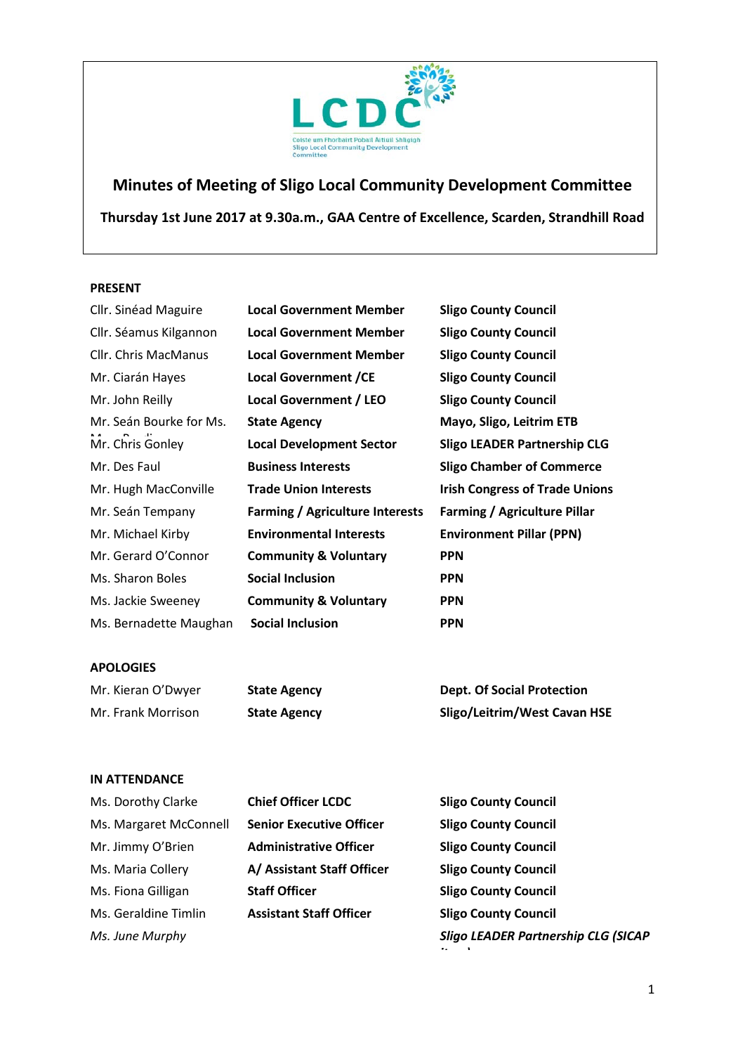# Minutes of Meeting of Sligo Local Community Development Committee

**Thursday 1st June 2017 at 9.30a.m., GAA Centre of Excellence, Scarden, Strandhill Road**

**PRESENT**

| | | |
|---|---|---|
| Cllr. Sinéad Maguire | **Local Government Member** | **Sligo County Council** |
| Cllr. Séamus Kilgannon | **Local Government Member** | **Sligo County Council** |
| Cllr. Chris MacManus | **Local Government Member** | **Sligo County Council** |
| Mr. Ciarán Hayes | **Local Government /CE** | **Sligo County Council** |
| Mr. John Reilly | **Local Government / LEO** | **Sligo County Council** |
| Mr. Seán Bourke for Ms. M... | **State Agency** | **Mayo, Sligo, Leitrim ETB** |
| Mr. Chris Gonley | **Local Development Sector** | **Sligo LEADER Partnership CLG** |
| Mr. Des Faul | **Business Interests** | **Sligo Chamber of Commerce** |
| Mr. Hugh MacConville | **Trade Union Interests** | **Irish Congress of Trade Unions** |
| Mr. Seán Tempany | **Farming / Agriculture Interests** | **Farming / Agriculture Pillar** |
| Mr. Michael Kirby | **Environmental Interests** | **Environment Pillar (PPN)** |
| Mr. Gerard O'Connor | **Community & Voluntary** | **PPN** |
| Ms. Sharon Boles | **Social Inclusion** | **PPN** |
| Ms. Jackie Sweeney | **Community & Voluntary** | **PPN** |
| Ms. Bernadette Maughan | **Social Inclusion** | **PPN** |

**APOLOGIES**

| | | |
|---|---|---|
| Mr. Kieran O'Dwyer | **State Agency** | **Dept. Of Social Protection** |
| Mr. Frank Morrison | **State Agency** | **Sligo/Leitrim/West Cavan HSE** |

**IN ATTENDANCE**

| | | |
|---|---|---|
| Ms. Dorothy Clarke | **Chief Officer LCDC** | **Sligo County Council** |
| Ms. Margaret McConnell | **Senior Executive Officer** | **Sligo County Council** |
| Mr. Jimmy O'Brien | **Administrative Officer** | **Sligo County Council** |
| Ms. Maria Collery | **A/ Assistant Staff Officer** | **Sligo County Council** |
| Ms. Fiona Gilligan | **Staff Officer** | **Sligo County Council** |
| Ms. Geraldine Timlin | **Assistant Staff Officer** | **Sligo County Council** |
| *Ms. June Murphy* | | ***Sligo LEADER Partnership CLG (SICAP item)*** |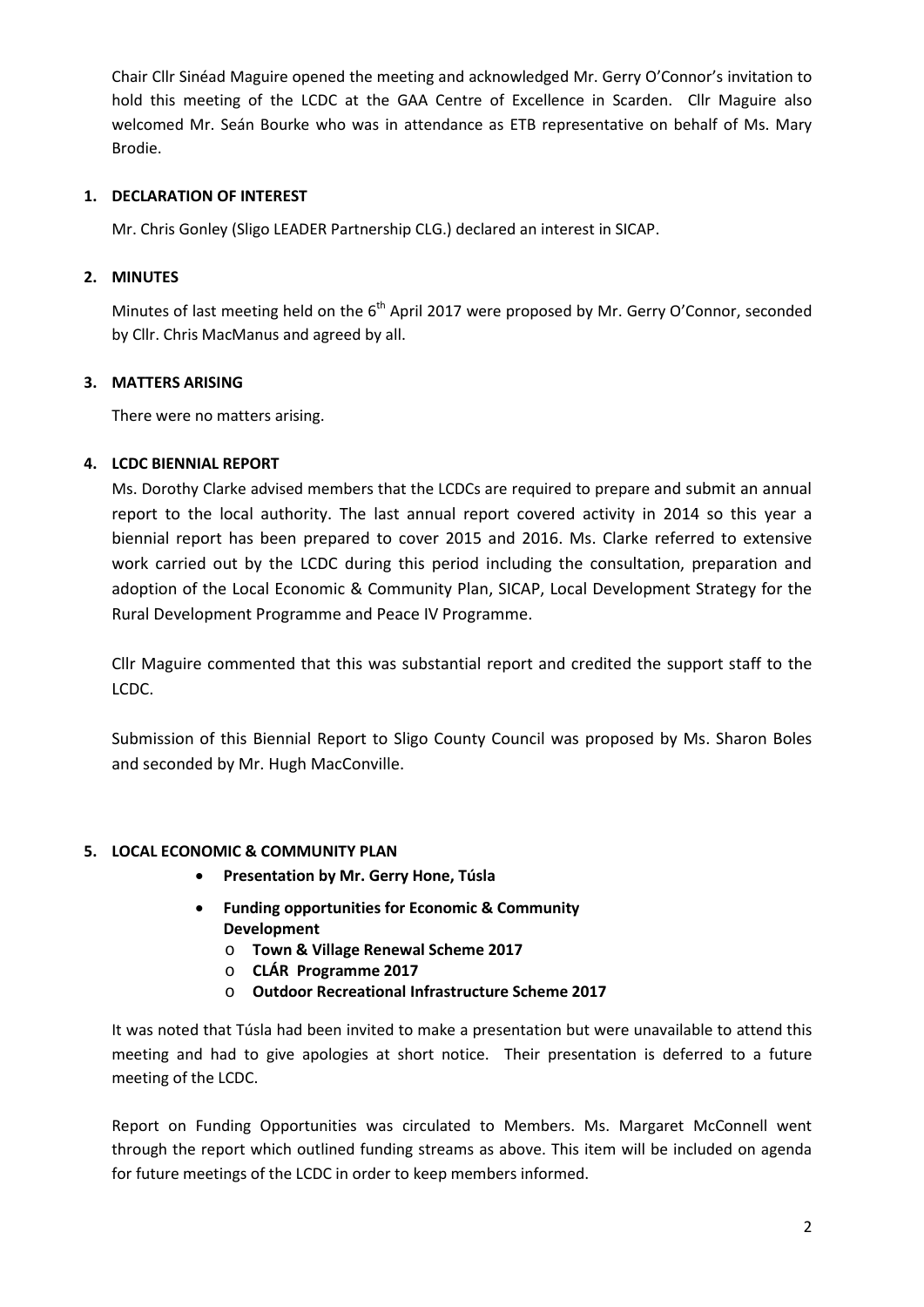Chair Cllr Sinéad Maguire opened the meeting and acknowledged Mr. Gerry O'Connor's invitation to hold this meeting of the LCDC at the GAA Centre of Excellence in Scarden. Cllr Maguire also welcomed Mr. Seán Bourke who was in attendance as ETB representative on behalf of Ms. Mary Brodie.

## 1. DECLARATION OF INTEREST

Mr. Chris Gonley (Sligo LEADER Partnership CLG.) declared an interest in SICAP.

## 2. MINUTES

Minutes of last meeting held on the 6th April 2017 were proposed by Mr. Gerry O'Connor, seconded by Cllr. Chris MacManus and agreed by all.

## 3. MATTERS ARISING

There were no matters arising.

## 4. LCDC BIENNIAL REPORT

Ms. Dorothy Clarke advised members that the LCDCs are required to prepare and submit an annual report to the local authority. The last annual report covered activity in 2014 so this year a biennial report has been prepared to cover 2015 and 2016. Ms. Clarke referred to extensive work carried out by the LCDC during this period including the consultation, preparation and adoption of the Local Economic & Community Plan, SICAP, Local Development Strategy for the Rural Development Programme and Peace IV Programme.

Cllr Maguire commented that this was substantial report and credited the support staff to the LCDC.

Submission of this Biennial Report to Sligo County Council was proposed by Ms. Sharon Boles and seconded by Mr. Hugh MacConville.

## 5. LOCAL ECONOMIC & COMMUNITY PLAN

- **Presentation by Mr. Gerry Hone, Túsla**
- **Funding opportunities for Economic & Community Development**
  - **Town & Village Renewal Scheme 2017**
  - **CLÁR Programme 2017**
  - **Outdoor Recreational Infrastructure Scheme 2017**

It was noted that Túsla had been invited to make a presentation but were unavailable to attend this meeting and had to give apologies at short notice. Their presentation is deferred to a future meeting of the LCDC.

Report on Funding Opportunities was circulated to Members. Ms. Margaret McConnell went through the report which outlined funding streams as above. This item will be included on agenda for future meetings of the LCDC in order to keep members informed.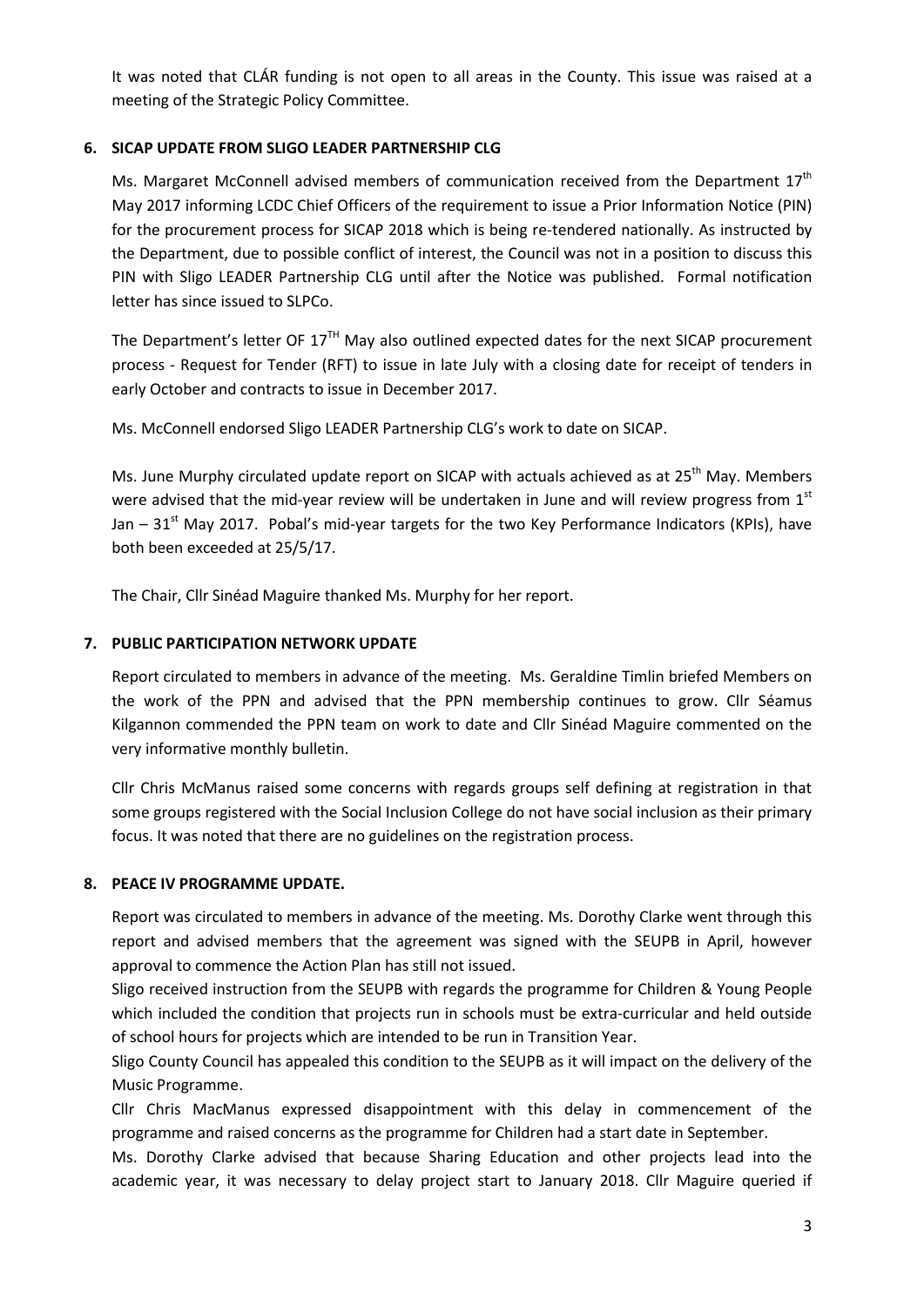It was noted that CLÁR funding is not open to all areas in the County. This issue was raised at a meeting of the Strategic Policy Committee.

## 6. SICAP UPDATE FROM SLIGO LEADER PARTNERSHIP CLG

Ms. Margaret McConnell advised members of communication received from the Department 17th May 2017 informing LCDC Chief Officers of the requirement to issue a Prior Information Notice (PIN) for the procurement process for SICAP 2018 which is being re-tendered nationally. As instructed by the Department, due to possible conflict of interest, the Council was not in a position to discuss this PIN with Sligo LEADER Partnership CLG until after the Notice was published. Formal notification letter has since issued to SLPCo.

The Department's letter OF 17TH May also outlined expected dates for the next SICAP procurement process - Request for Tender (RFT) to issue in late July with a closing date for receipt of tenders in early October and contracts to issue in December 2017.

Ms. McConnell endorsed Sligo LEADER Partnership CLG's work to date on SICAP.

Ms. June Murphy circulated update report on SICAP with actuals achieved as at 25th May. Members were advised that the mid-year review will be undertaken in June and will review progress from 1st Jan – 31st May 2017. Pobal's mid-year targets for the two Key Performance Indicators (KPIs), have both been exceeded at 25/5/17.

The Chair, Cllr Sinéad Maguire thanked Ms. Murphy for her report.

## 7. PUBLIC PARTICIPATION NETWORK UPDATE

Report circulated to members in advance of the meeting. Ms. Geraldine Timlin briefed Members on the work of the PPN and advised that the PPN membership continues to grow. Cllr Séamus Kilgannon commended the PPN team on work to date and Cllr Sinéad Maguire commented on the very informative monthly bulletin.

Cllr Chris McManus raised some concerns with regards groups self defining at registration in that some groups registered with the Social Inclusion College do not have social inclusion as their primary focus. It was noted that there are no guidelines on the registration process.

## 8. PEACE IV PROGRAMME UPDATE.

Report was circulated to members in advance of the meeting. Ms. Dorothy Clarke went through this report and advised members that the agreement was signed with the SEUPB in April, however approval to commence the Action Plan has still not issued.

Sligo received instruction from the SEUPB with regards the programme for Children & Young People which included the condition that projects run in schools must be extra-curricular and held outside of school hours for projects which are intended to be run in Transition Year.

Sligo County Council has appealed this condition to the SEUPB as it will impact on the delivery of the Music Programme.

Cllr Chris MacManus expressed disappointment with this delay in commencement of the programme and raised concerns as the programme for Children had a start date in September.

Ms. Dorothy Clarke advised that because Sharing Education and other projects lead into the academic year, it was necessary to delay project start to January 2018. Cllr Maguire queried if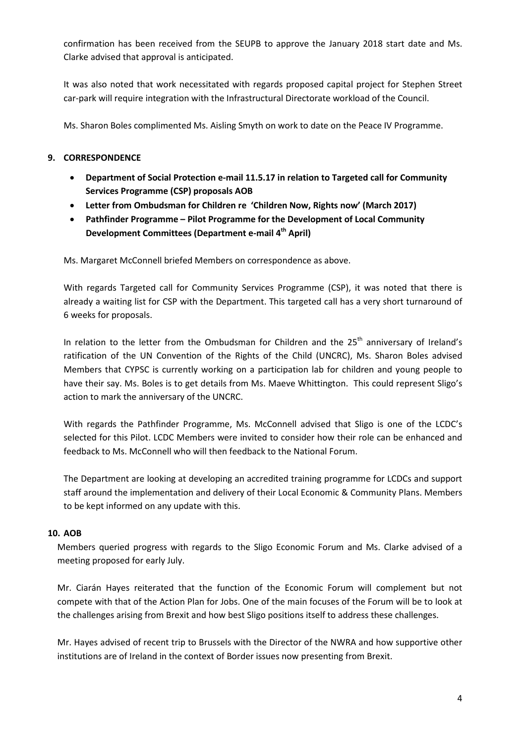confirmation has been received from the SEUPB to approve the January 2018 start date and Ms. Clarke advised that approval is anticipated.

It was also noted that work necessitated with regards proposed capital project for Stephen Street car-park will require integration with the Infrastructural Directorate workload of the Council.

Ms. Sharon Boles complimented Ms. Aisling Smyth on work to date on the Peace IV Programme.

## 9. CORRESPONDENCE

- **Department of Social Protection e-mail 11.5.17 in relation to Targeted call for Community Services Programme (CSP) proposals AOB**
- **Letter from Ombudsman for Children re 'Children Now, Rights now' (March 2017)**
- **Pathfinder Programme – Pilot Programme for the Development of Local Community Development Committees (Department e-mail 4th April)**

Ms. Margaret McConnell briefed Members on correspondence as above.

With regards Targeted call for Community Services Programme (CSP), it was noted that there is already a waiting list for CSP with the Department. This targeted call has a very short turnaround of 6 weeks for proposals.

In relation to the letter from the Ombudsman for Children and the 25th anniversary of Ireland's ratification of the UN Convention of the Rights of the Child (UNCRC), Ms. Sharon Boles advised Members that CYPSC is currently working on a participation lab for children and young people to have their say. Ms. Boles is to get details from Ms. Maeve Whittington. This could represent Sligo's action to mark the anniversary of the UNCRC.

With regards the Pathfinder Programme, Ms. McConnell advised that Sligo is one of the LCDC's selected for this Pilot. LCDC Members were invited to consider how their role can be enhanced and feedback to Ms. McConnell who will then feedback to the National Forum.

The Department are looking at developing an accredited training programme for LCDCs and support staff around the implementation and delivery of their Local Economic & Community Plans. Members to be kept informed on any update with this.

## 10. AOB

Members queried progress with regards to the Sligo Economic Forum and Ms. Clarke advised of a meeting proposed for early July.

Mr. Ciarán Hayes reiterated that the function of the Economic Forum will complement but not compete with that of the Action Plan for Jobs. One of the main focuses of the Forum will be to look at the challenges arising from Brexit and how best Sligo positions itself to address these challenges.

Mr. Hayes advised of recent trip to Brussels with the Director of the NWRA and how supportive other institutions are of Ireland in the context of Border issues now presenting from Brexit.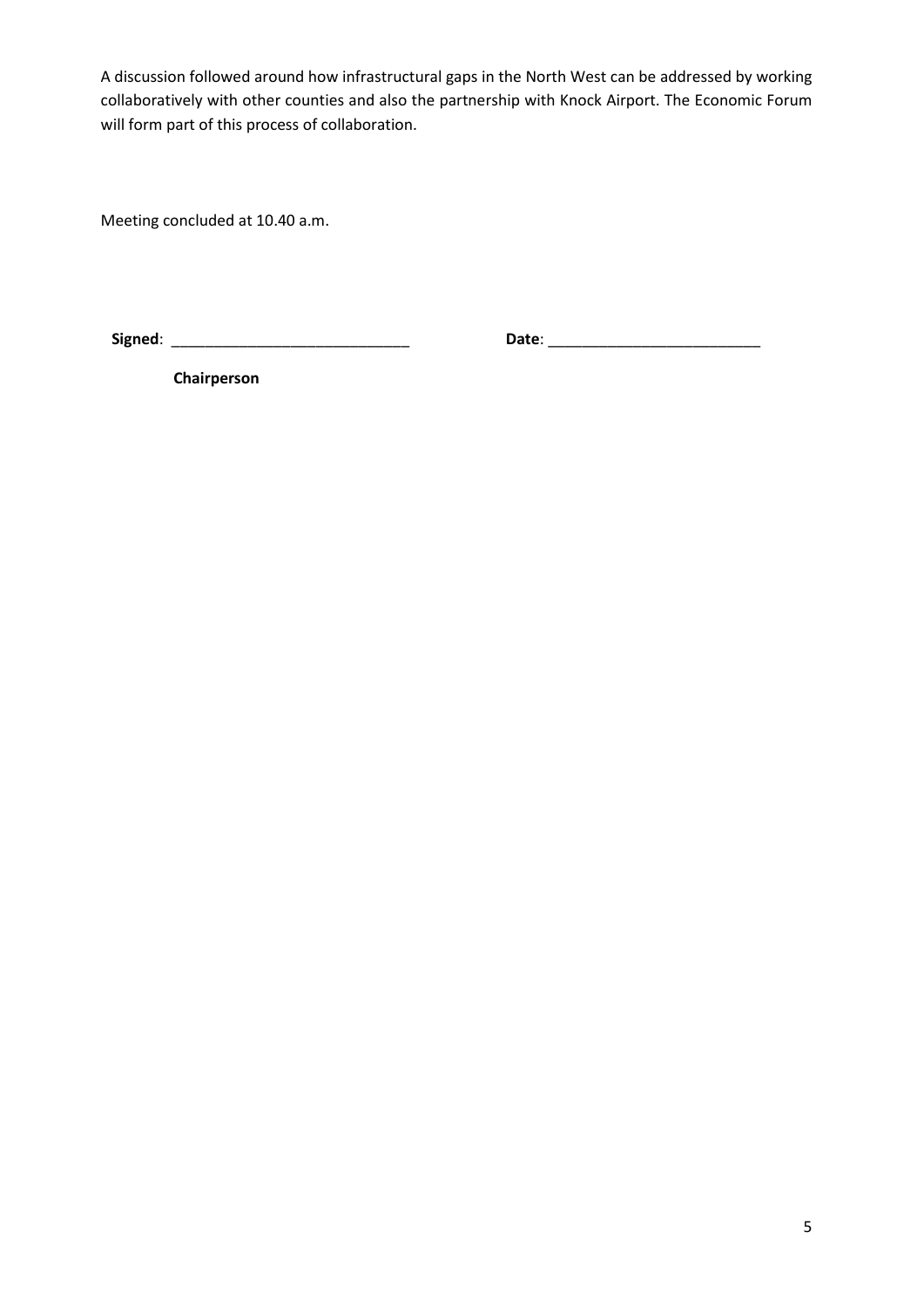A discussion followed around how infrastructural gaps in the North West can be addressed by working collaboratively with other counties and also the partnership with Knock Airport. The Economic Forum will form part of this process of collaboration.

Meeting concluded at 10.40 a.m.

**Signed**: ____________________________ **Date**: _________________________

**Chairperson**